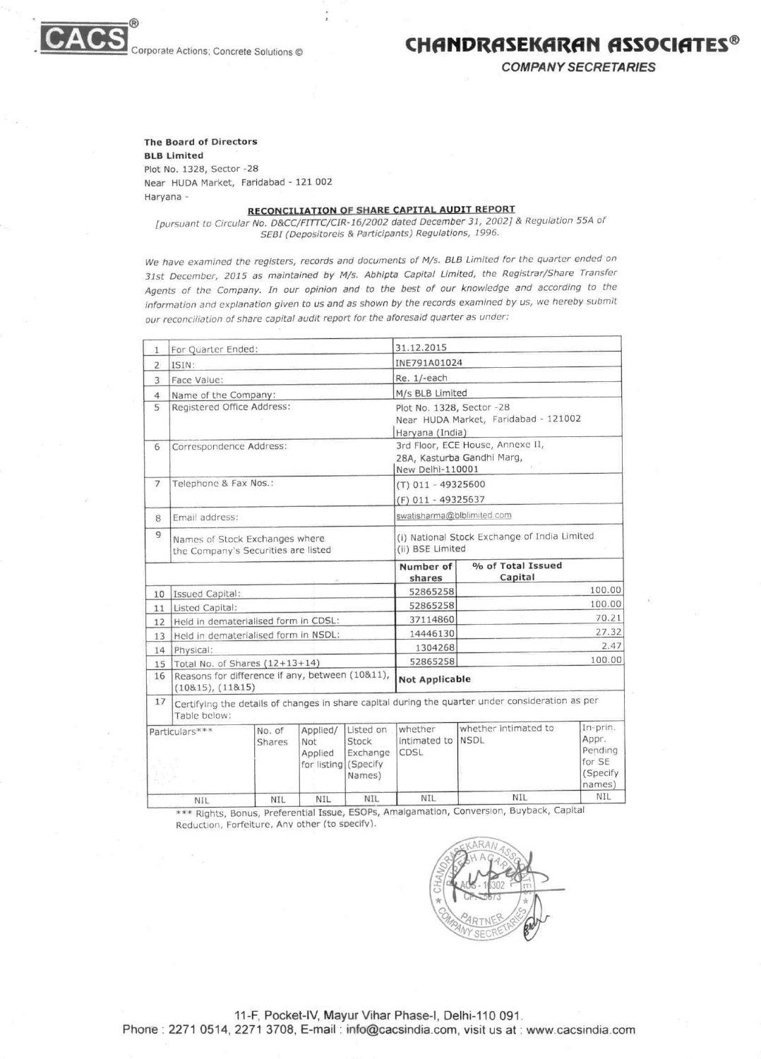CACS® Corporate Actions; Concrete Solutions ©

**CHANDRASEKARAN ASSOCIATES®**

*COMPANY SECRETARIES*

**The Board of Directors**
**BLB Limited**
Plot No. 1328, Sector -28
Near HUDA Market, Faridabad - 121 002
Haryana -

**RECONCILIATION OF SHARE CAPITAL AUDIT REPORT**

*[pursuant to Circular No. D&CC/FITTC/CIR-16/2002 dated December 31, 2002] & Regulation 55A of SEBI (Depositoreis & Participants) Regulations, 1996.*

*We have examined the registers, records and documents of M/s. BLB Limited for the quarter ended on 31st December, 2015 as maintained by M/s. Abhipta Capital Limited, the Registrar/Share Transfer Agents of the Company. In our opinion and to the best of our knowledge and according to the information and explanation given to us and as shown by the records examined by us, we hereby submit our reconciliation of share capital audit report for the aforesaid quarter as under:*

| | | | |
|---|---|---|---|
| 1 | For Quarter Ended: | 31.12.2015 | |
| 2 | ISIN: | INE791A01024 | |
| 3 | Face Value: | Re. 1/-each | |
| 4 | Name of the Company: | M/s BLB Limited | |
| 5 | Registered Office Address: | Plot No. 1328, Sector -28 Near HUDA Market, Faridabad - 121002 Haryana (India) | |
| 6 | Correspondence Address: | 3rd Floor, ECE House, Annexe II, 28A, Kasturba Gandhi Marg, New Delhi-110001 | |
| 7 | Telephone & Fax Nos.: | (T) 011 - 49325600 (F) 011 - 49325637 | |
| 8 | Email address: | swatisharma@blblimited.com | |
| 9 | Names of Stock Exchanges where the Company's Securities are listed | (i) National Stock Exchange of India Limited (ii) BSE Limited | |
| | | **Number of shares** | **% of Total Issued Capital** |
| 10 | Issued Capital: | 52865258 | 100.00 |
| 11 | Listed Capital: | 52865258 | 100.00 |
| 12 | Held in dematerialised form in CDSL: | 37114860 | 70.21 |
| 13 | Held in dematerialised form in NSDL: | 14446130 | 27.32 |
| 14 | Physical: | 1304268 | 2.47 |
| 15 | Total No. of Shares (12+13+14) | 52865258 | 100.00 |
| 16 | Reasons for difference if any, between (10&11), (10&15), (11&15) | **Not Applicable** | |
| 17 | Certifying the details of changes in share capital during the quarter under consideration as per Table below: | | |

| Particulars*** | No. of Shares | Applied/ Not Applied for listing | Listed on Stock Exchange (Specify Names) | whether intimated to CDSL | whether intimated to NSDL | In-prin. Appr. Pending for SE (Specify names) |
|---|---|---|---|---|---|---|
| NIL | NIL | NIL | NIL | NIL | NIL | NIL |

*** Rights, Bonus, Preferential Issue, ESOPs, Amalgamation, Conversion, Buyback, Capital Reduction, Forfeiture, Any other (to specify).

11-F, Pocket-IV, Mayur Vihar Phase-I, Delhi-110 091.
Phone : 2271 0514, 2271 3708, E-mail : info@cacsindia.com, visit us at : www.cacsindia.com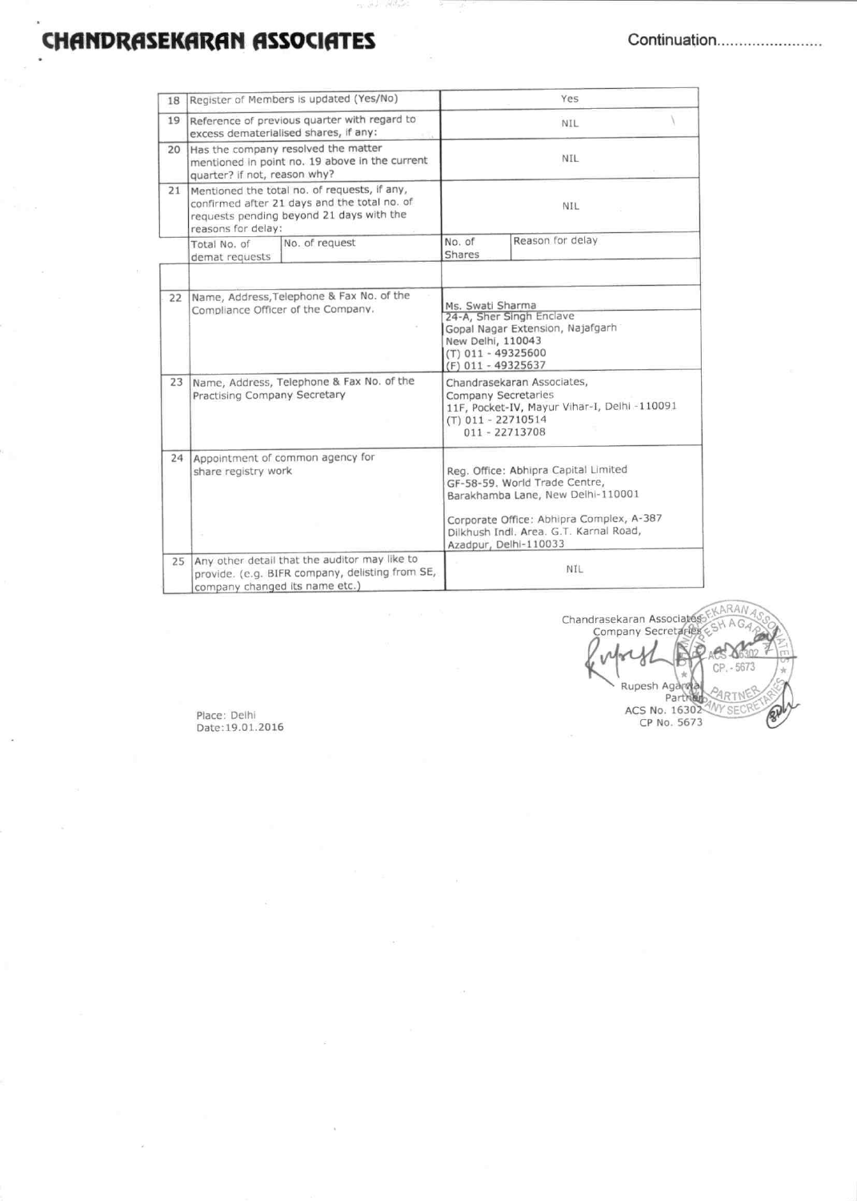**CHANDRASEKARAN ASSOCIATES**

Continuation........................

| | | |
|---|---|---|
| 18 | Register of Members is updated (Yes/No) | Yes |
| 19 | Reference of previous quarter with regard to excess dematerialised shares, if any: | NIL |
| 20 | Has the company resolved the matter mentioned in point no. 19 above in the current quarter? if not, reason why? | NIL |
| 21 | Mentioned the total no. of requests, if any, confirmed after 21 days and the total no. of requests pending beyond 21 days with the reasons for delay: | NIL |

| Total No. of demat requests | No. of request | No. of Shares | Reason for delay |
|---|---|---|---|
| | | | |

| | | |
|---|---|---|
| 22 | Name, Address, Telephone & Fax No. of the Compliance Officer of the Company. | Ms. Swati Sharma<br>24-A, Sher Singh Enclave<br>Gopal Nagar Extension, Najafgarh<br>New Delhi, 110043<br>(T) 011 - 49325600<br>(F) 011 - 49325637 |
| 23 | Name, Address, Telephone & Fax No. of the Practising Company Secretary | Chandrasekaran Associates,<br>Company Secretaries<br>11F, Pocket-IV, Mayur Vihar-I, Delhi -110091<br>(T) 011 - 22710514<br>011 - 22713708 |
| 24 | Appointment of common agency for share registry work | Reg. Office: Abhipra Capital Limited<br>GF-58-59. World Trade Centre,<br>Barakhamba Lane, New Delhi-110001<br><br>Corporate Office: Abhipra Complex, A-387<br>Dilkhush Indl. Area. G.T. Karnal Road,<br>Azadpur, Delhi-110033 |
| 25 | Any other detail that the auditor may like to provide. (e.g. BIFR company, delisting from SE, company changed its name etc.) | NIL |

Chandrasekaran Associates
Company Secretaries

Rupesh Agarwal
Partner
ACS No. 16302
CP No. 5673

Place: Delhi
Date:19.01.2016